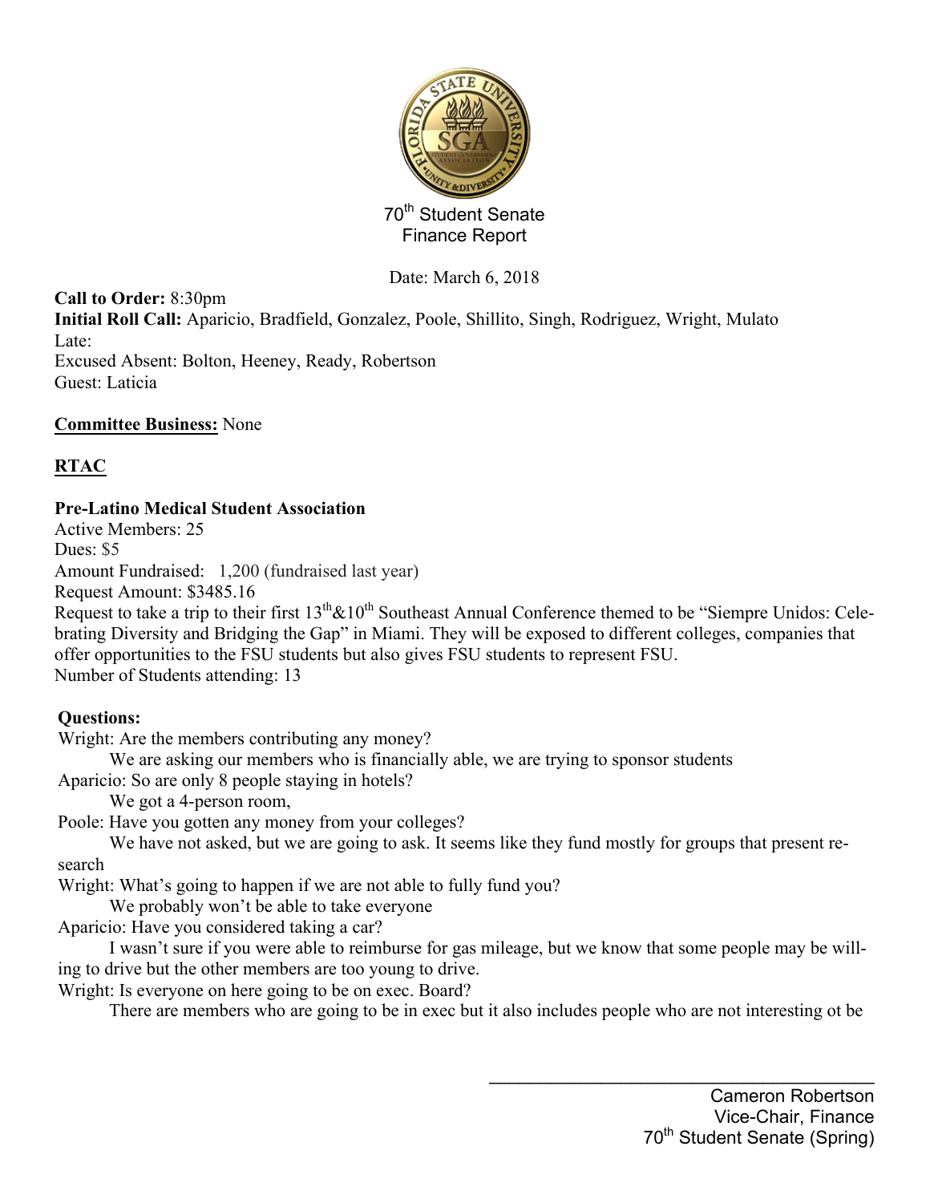70th Student Senate
Finance Report

Date: March 6, 2018

**Call to Order:** 8:30pm
**Initial Roll Call:** Aparicio, Bradfield, Gonzalez, Poole, Shillito, Singh, Rodriguez, Wright, Mulato
Late:
Excused Absent: Bolton, Heeney, Ready, Robertson
Guest: Laticia

**Committee Business:** None

## RTAC

**Pre-Latino Medical Student Association**
Active Members: 25
Dues: $5
Amount Fundraised: 1,200 (fundraised last year)
Request Amount: $3485.16
Request to take a trip to their first 13th&10th Southeast Annual Conference themed to be "Siempre Unidos: Celebrating Diversity and Bridging the Gap" in Miami. They will be exposed to different colleges, companies that offer opportunities to the FSU students but also gives FSU students to represent FSU.
Number of Students attending: 13

**Questions:**

Wright: Are the members contributing any money?
  We are asking our members who is financially able, we are trying to sponsor students

Aparicio: So are only 8 people staying in hotels?
  We got a 4-person room,

Poole: Have you gotten any money from your colleges?
  We have not asked, but we are going to ask. It seems like they fund mostly for groups that present research

Wright: What's going to happen if we are not able to fully fund you?
  We probably won't be able to take everyone

Aparicio: Have you considered taking a car?
  I wasn't sure if you were able to reimburse for gas mileage, but we know that some people may be willing to drive but the other members are too young to drive.

Wright: Is everyone on here going to be on exec. Board?
  There are members who are going to be in exec but it also includes people who are not interesting ot be

Cameron Robertson
Vice-Chair, Finance
70th Student Senate (Spring)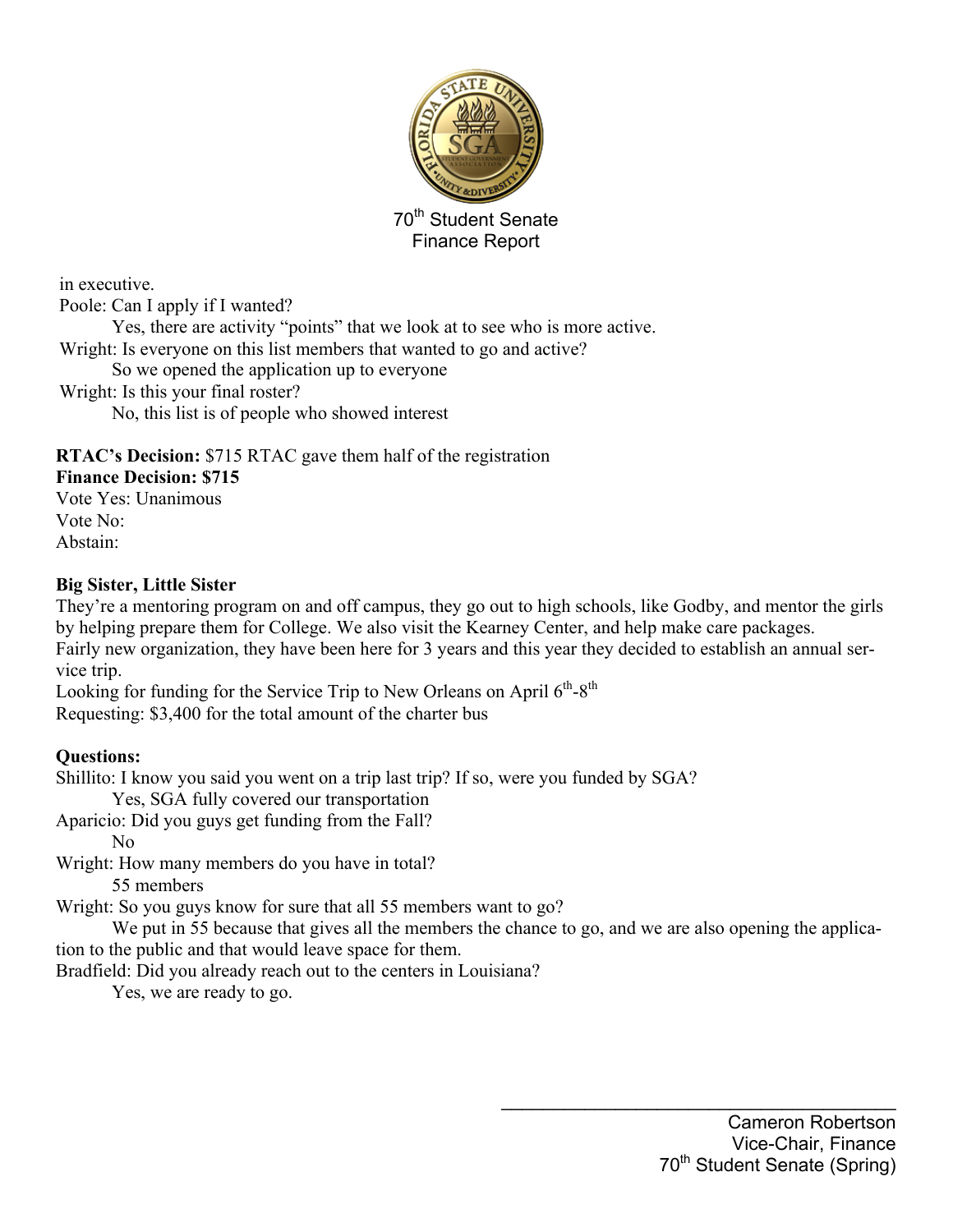in executive.

Poole: Can I apply if I wanted?

    Yes, there are activity “points” that we look at to see who is more active.

Wright: Is everyone on this list members that wanted to go and active?

    So we opened the application up to everyone

Wright: Is this your final roster?

    No, this list is of people who showed interest

**RTAC’s Decision:** $715 RTAC gave them half of the registration
**Finance Decision: $715**
Vote Yes: Unanimous
Vote No:
Abstain:

**Big Sister, Little Sister**

They’re a mentoring program on and off campus, they go out to high schools, like Godby, and mentor the girls by helping prepare them for College. We also visit the Kearney Center, and help make care packages.
Fairly new organization, they have been here for 3 years and this year they decided to establish an annual service trip.
Looking for funding for the Service Trip to New Orleans on April 6th-8th
Requesting: $3,400 for the total amount of the charter bus

**Questions:**

Shillito: I know you said you went on a trip last trip? If so, were you funded by SGA?

    Yes, SGA fully covered our transportation

Aparicio: Did you guys get funding from the Fall?

    No

Wright: How many members do you have in total?

    55 members

Wright: So you guys know for sure that all 55 members want to go?

    We put in 55 because that gives all the members the chance to go, and we are also opening the application to the public and that would leave space for them.

Bradfield: Did you already reach out to the centers in Louisiana?

    Yes, we are ready to go.

Cameron Robertson
Vice-Chair, Finance
70th Student Senate (Spring)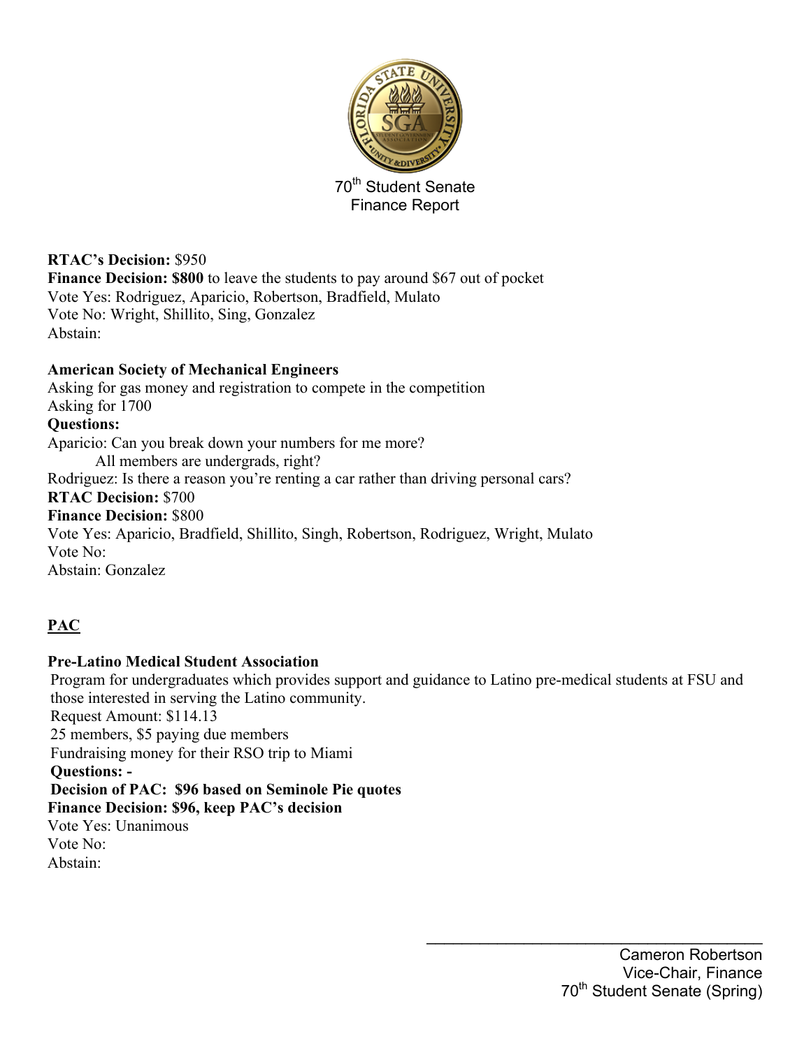70th Student Senate
Finance Report

**RTAC's Decision:** $950
**Finance Decision: $800** to leave the students to pay around $67 out of pocket
Vote Yes: Rodriguez, Aparicio, Robertson, Bradfield, Mulato
Vote No: Wright, Shillito, Sing, Gonzalez
Abstain:

**American Society of Mechanical Engineers**
Asking for gas money and registration to compete in the competition
Asking for 1700
**Questions:**
Aparicio: Can you break down your numbers for me more?
    All members are undergrads, right?
Rodriguez: Is there a reason you're renting a car rather than driving personal cars?
**RTAC Decision:** $700
**Finance Decision:** $800
Vote Yes: Aparicio, Bradfield, Shillito, Singh, Robertson, Rodriguez, Wright, Mulato
Vote No:
Abstain: Gonzalez

## PAC

**Pre-Latino Medical Student Association**
Program for undergraduates which provides support and guidance to Latino pre-medical students at FSU and those interested in serving the Latino community.
Request Amount: $114.13
25 members, $5 paying due members
Fundraising money for their RSO trip to Miami
**Questions: -**
**Decision of PAC: $96 based on Seminole Pie quotes**
**Finance Decision: $96, keep PAC's decision**
Vote Yes: Unanimous
Vote No:
Abstain:

Cameron Robertson
Vice-Chair, Finance
70th Student Senate (Spring)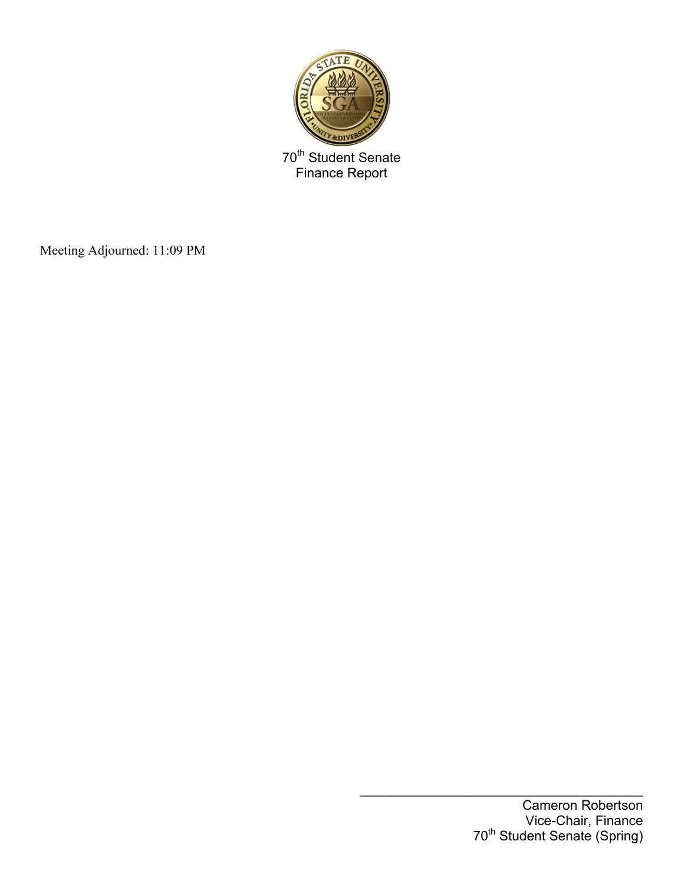70th Student Senate
Finance Report

Meeting Adjourned: 11:09 PM

\_\_\_\_\_\_\_\_\_\_\_\_\_\_\_\_\_\_\_\_\_\_\_\_\_\_\_\_\_\_\_\_\_\_\_\_\_\_\_\_

Cameron Robertson
Vice-Chair, Finance
70th Student Senate (Spring)